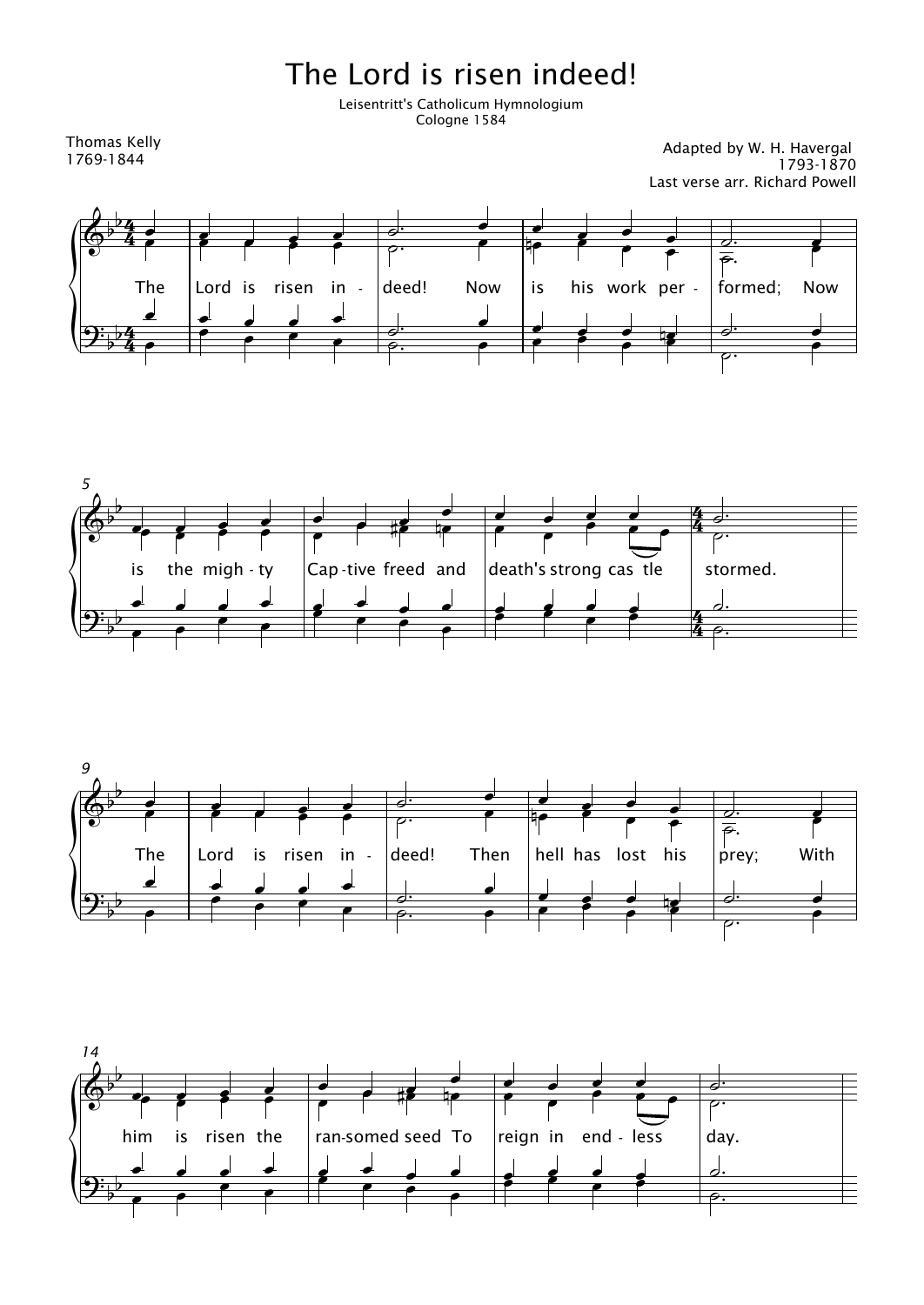# The Lord is risen indeed!

Leisentritt's Catholicum Hymnologium
Cologne 1584

Thomas Kelly
1769-1844

Adapted by W. H. Havergal
1793-1870
Last verse arr. Richard Powell

The Lord is risen in - deed! Now is his work per - formed; Now is the migh - ty Cap - tive freed and death's strong cas tle stormed.

The Lord is risen in - deed! Then hell has lost his prey; With him is risen the ran - somed seed To reign in end - less day.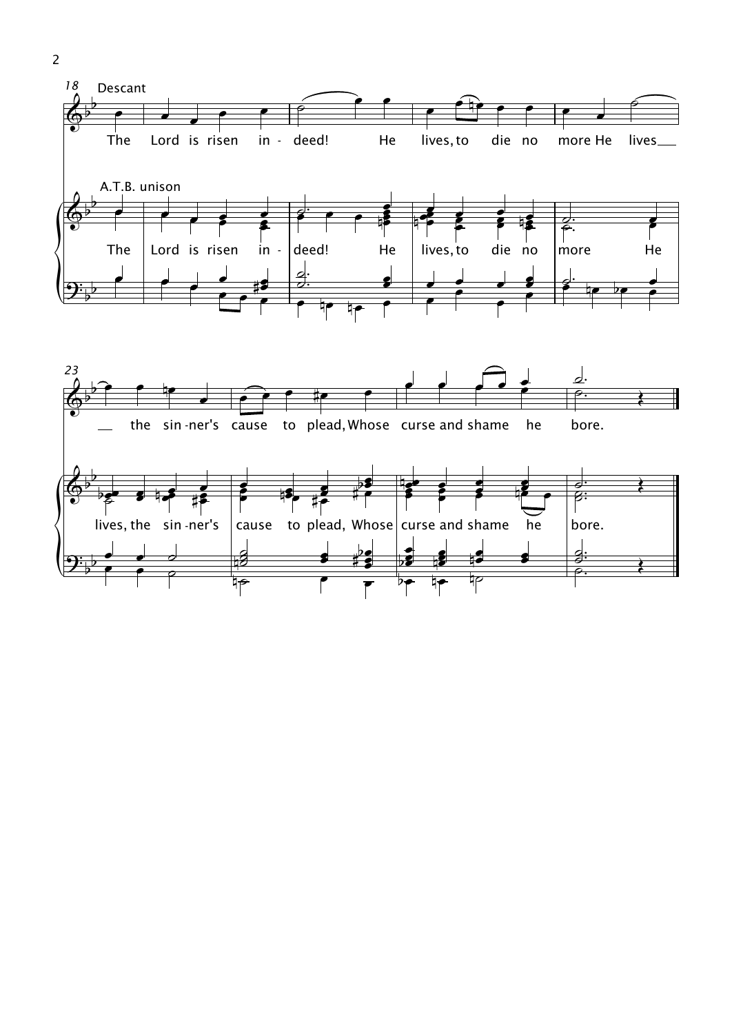18

Descant

The Lord is risen in - deed! He lives, to die no more He lives ___ the sin - ner's cause to plead, Whose curse and shame he bore.

A.T.B. unison

The Lord is risen in - deed! He lives, to die no more He lives, the sin - ner's cause to plead, Whose curse and shame he bore.

23